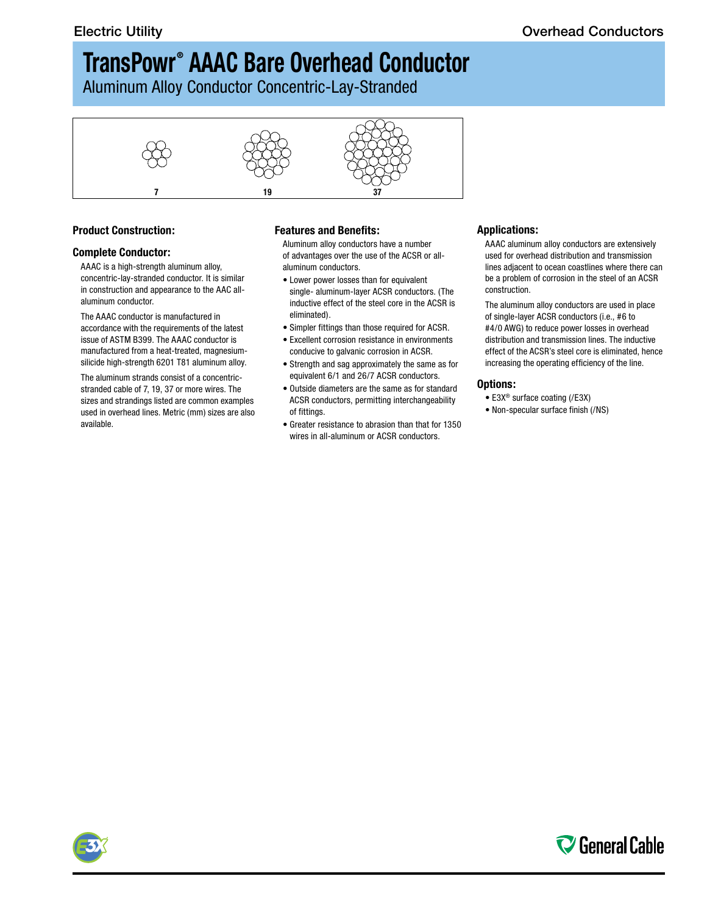# TransPowr® AAAC Bare Overhead Conductor

Aluminum Alloy Conductor Concentric-Lay-Stranded

7 19 37

## Product Construction:

### Complete Conductor:

AAAC is a high-strength aluminum alloy, concentric-lay-stranded conductor. It is similar in construction and appearance to the AAC all-aluminum conductor.

The AAAC conductor is manufactured in accordance with the requirements of the latest issue of ASTM B399. The AAAC conductor is manufactured from a heat-treated, magnesium-silicide high-strength 6201 T81 aluminum alloy.

The aluminum strands consist of a concentric-stranded cable of 7, 19, 37 or more wires. The sizes and strandings listed are common examples used in overhead lines. Metric (mm) sizes are also available.

## Features and Benefits:

Aluminum alloy conductors have a number of advantages over the use of the ACSR or all-aluminum conductors.

- Lower power losses than for equivalent single- aluminum-layer ACSR conductors. (The inductive effect of the steel core in the ACSR is eliminated).
- Simpler fittings than those required for ACSR.
- Excellent corrosion resistance in environments conducive to galvanic corrosion in ACSR.
- Strength and sag approximately the same as for equivalent 6/1 and 26/7 ACSR conductors.
- Outside diameters are the same as for standard ACSR conductors, permitting interchangeability of fittings.
- Greater resistance to abrasion than that for 1350 wires in all-aluminum or ACSR conductors.

## Applications:

AAAC aluminum alloy conductors are extensively used for overhead distribution and transmission lines adjacent to ocean coastlines where there can be a problem of corrosion in the steel of an ACSR construction.

The aluminum alloy conductors are used in place of single-layer ACSR conductors (i.e., #6 to #4/0 AWG) to reduce power losses in overhead distribution and transmission lines. The inductive effect of the ACSR's steel core is eliminated, hence increasing the operating efficiency of the line.

## Options:

- E3X® surface coating (/E3X)
- Non-specular surface finish (/NS)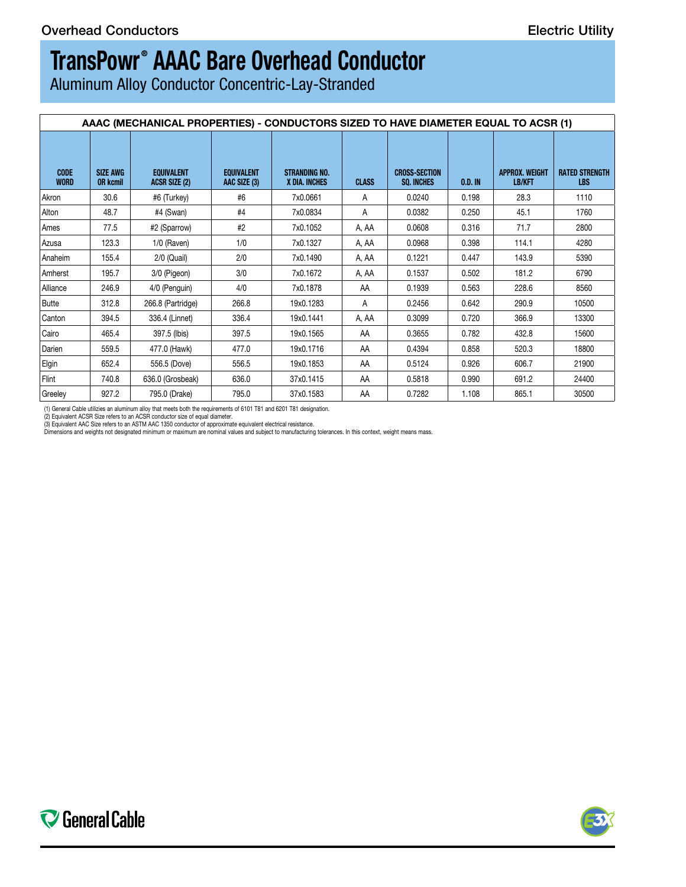# TransPowr® AAAC Bare Overhead Conductor

Aluminum Alloy Conductor Concentric-Lay-Stranded

| AAAC (MECHANICAL PROPERTIES) - CONDUCTORS SIZED TO HAVE DIAMETER EQUAL TO ACSR (1) | | | | | | | | | |
|---|---|---|---|---|---|---|---|---|---|
| CODE WORD | SIZE AWG OR kcmil | EQUIVALENT ACSR SIZE (2) | EQUIVALENT AAC SIZE (3) | STRANDING NO. X DIA. INCHES | CLASS | CROSS-SECTION SQ. INCHES | O.D. IN | APPROX. WEIGHT LB/KFT | RATED STRENGTH LBS |
| Akron | 30.6 | #6 (Turkey) | #6 | 7x0.0661 | A | 0.0240 | 0.198 | 28.3 | 1110 |
| Alton | 48.7 | #4 (Swan) | #4 | 7x0.0834 | A | 0.0382 | 0.250 | 45.1 | 1760 |
| Ames | 77.5 | #2 (Sparrow) | #2 | 7x0.1052 | A, AA | 0.0608 | 0.316 | 71.7 | 2800 |
| Azusa | 123.3 | 1/0 (Raven) | 1/0 | 7x0.1327 | A, AA | 0.0968 | 0.398 | 114.1 | 4280 |
| Anaheim | 155.4 | 2/0 (Quail) | 2/0 | 7x0.1490 | A, AA | 0.1221 | 0.447 | 143.9 | 5390 |
| Amherst | 195.7 | 3/0 (Pigeon) | 3/0 | 7x0.1672 | A, AA | 0.1537 | 0.502 | 181.2 | 6790 |
| Alliance | 246.9 | 4/0 (Penguin) | 4/0 | 7x0.1878 | AA | 0.1939 | 0.563 | 228.6 | 8560 |
| Butte | 312.8 | 266.8 (Partridge) | 266.8 | 19x0.1283 | A | 0.2456 | 0.642 | 290.9 | 10500 |
| Canton | 394.5 | 336.4 (Linnet) | 336.4 | 19x0.1441 | A, AA | 0.3099 | 0.720 | 366.9 | 13300 |
| Cairo | 465.4 | 397.5 (Ibis) | 397.5 | 19x0.1565 | AA | 0.3655 | 0.782 | 432.8 | 15600 |
| Darien | 559.5 | 477.0 (Hawk) | 477.0 | 19x0.1716 | AA | 0.4394 | 0.858 | 520.3 | 18800 |
| Elgin | 652.4 | 556.5 (Dove) | 556.5 | 19x0.1853 | AA | 0.5124 | 0.926 | 606.7 | 21900 |
| Flint | 740.8 | 636.0 (Grosbeak) | 636.0 | 37x0.1415 | AA | 0.5818 | 0.990 | 691.2 | 24400 |
| Greeley | 927.2 | 795.0 (Drake) | 795.0 | 37x0.1583 | AA | 0.7282 | 1.108 | 865.1 | 30500 |

(1) General Cable utilizes an aluminum alloy that meets both the requirements of 6101 T81 and 6201 T81 designation.
(2) Equivalent ACSR Size refers to an ACSR conductor size of equal diameter.
(3) Equivalent AAC Size refers to an ASTM AAC 1350 conductor of approximate equivalent electrical resistance.
Dimensions and weights not designated minimum or maximum are nominal values and subject to manufacturing tolerances. In this context, weight means mass.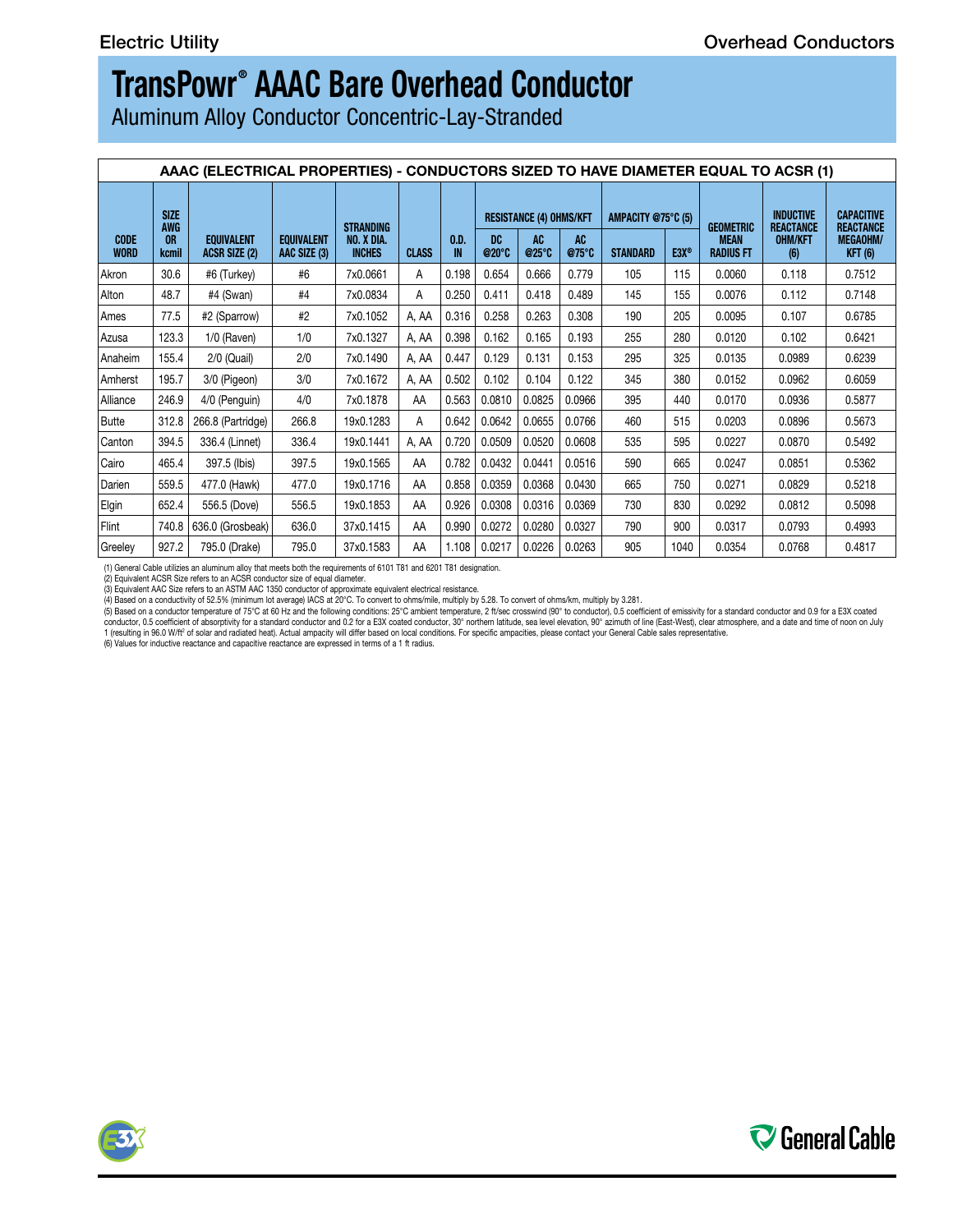# TransPowr® AAAC Bare Overhead Conductor

Aluminum Alloy Conductor Concentric-Lay-Stranded

**AAAC (ELECTRICAL PROPERTIES) - CONDUCTORS SIZED TO HAVE DIAMETER EQUAL TO ACSR (1)**

| CODE WORD | SIZE AWG OR kcmil | EQUIVALENT ACSR SIZE (2) | EQUIVALENT AAC SIZE (3) | STRANDING NO. X DIA. INCHES | CLASS | O.D. IN | RESISTANCE (4) OHMS/KFT | | | AMPACITY @75°C (5) | | GEOMETRIC MEAN RADIUS FT | INDUCTIVE REACTANCE OHM/KFT (6) | CAPACITIVE REACTANCE MEGAOHM/ KFT (6) |
|---|---|---|---|---|---|---|---|---|---|---|---|---|---|---|
| | | | | | | | DC @20°C | AC @25°C | AC @75°C | STANDARD | E3X® | | | |
| Akron | 30.6 | #6 (Turkey) | #6 | 7x0.0661 | A | 0.198 | 0.654 | 0.666 | 0.779 | 105 | 115 | 0.0060 | 0.118 | 0.7512 |
| Alton | 48.7 | #4 (Swan) | #4 | 7x0.0834 | A | 0.250 | 0.411 | 0.418 | 0.489 | 145 | 155 | 0.0076 | 0.112 | 0.7148 |
| Ames | 77.5 | #2 (Sparrow) | #2 | 7x0.1052 | A, AA | 0.316 | 0.258 | 0.263 | 0.308 | 190 | 205 | 0.0095 | 0.107 | 0.6785 |
| Azusa | 123.3 | 1/0 (Raven) | 1/0 | 7x0.1327 | A, AA | 0.398 | 0.162 | 0.165 | 0.193 | 255 | 280 | 0.0120 | 0.102 | 0.6421 |
| Anaheim | 155.4 | 2/0 (Quail) | 2/0 | 7x0.1490 | A, AA | 0.447 | 0.129 | 0.131 | 0.153 | 295 | 325 | 0.0135 | 0.0989 | 0.6239 |
| Amherst | 195.7 | 3/0 (Pigeon) | 3/0 | 7x0.1672 | A, AA | 0.502 | 0.102 | 0.104 | 0.122 | 345 | 380 | 0.0152 | 0.0962 | 0.6059 |
| Alliance | 246.9 | 4/0 (Penguin) | 4/0 | 7x0.1878 | AA | 0.563 | 0.0810 | 0.0825 | 0.0966 | 395 | 440 | 0.0170 | 0.0936 | 0.5877 |
| Butte | 312.8 | 266.8 (Partridge) | 266.8 | 19x0.1283 | A | 0.642 | 0.0642 | 0.0655 | 0.0766 | 460 | 515 | 0.0203 | 0.0896 | 0.5673 |
| Canton | 394.5 | 336.4 (Linnet) | 336.4 | 19x0.1441 | A, AA | 0.720 | 0.0509 | 0.0520 | 0.0608 | 535 | 595 | 0.0227 | 0.0870 | 0.5492 |
| Cairo | 465.4 | 397.5 (Ibis) | 397.5 | 19x0.1565 | AA | 0.782 | 0.0432 | 0.0441 | 0.0516 | 590 | 665 | 0.0247 | 0.0851 | 0.5362 |
| Darien | 559.5 | 477.0 (Hawk) | 477.0 | 19x0.1716 | AA | 0.858 | 0.0359 | 0.0368 | 0.0430 | 665 | 750 | 0.0271 | 0.0829 | 0.5218 |
| Elgin | 652.4 | 556.5 (Dove) | 556.5 | 19x0.1853 | AA | 0.926 | 0.0308 | 0.0316 | 0.0369 | 730 | 830 | 0.0292 | 0.0812 | 0.5098 |
| Flint | 740.8 | 636.0 (Grosbeak) | 636.0 | 37x0.1415 | AA | 0.990 | 0.0272 | 0.0280 | 0.0327 | 790 | 900 | 0.0317 | 0.0793 | 0.4993 |
| Greeley | 927.2 | 795.0 (Drake) | 795.0 | 37x0.1583 | AA | 1.108 | 0.0217 | 0.0226 | 0.0263 | 905 | 1040 | 0.0354 | 0.0768 | 0.4817 |

(1) General Cable utilizes an aluminum alloy that meets both the requirements of 6101 T81 and 6201 T81 designation.
(2) Equivalent ACSR Size refers to an ACSR conductor size of equal diameter.
(3) Equivalent AAC Size refers to an ASTM AAC 1350 conductor of approximate equivalent electrical resistance.
(4) Based on a conductivity of 52.5% (minimum lot average) IACS at 20°C. To convert to ohms/mile, multiply by 5.28. To convert of ohms/km, multiply by 3.281.
(5) Based on a conductor temperature of 75°C at 60 Hz and the following conditions: 25°C ambient temperature, 2 ft/sec crosswind (90° to conductor), 0.5 coefficient of emissivity for a standard conductor and 0.9 for a E3X coated conductor, 0.5 coefficient of absorptivity for a standard conductor and 0.2 for a E3X coated conductor, 30° northern latitude, sea level elevation, 90° azimuth of line (East-West), clear atmosphere, and a date and time of noon on July 1 (resulting in 96.0 W/ft² of solar and radiated heat). Actual ampacity will differ based on local conditions. For specific ampacities, please contact your General Cable sales representative.
(6) Values for inductive reactance and capacitive reactance are expressed in terms of a 1 ft radius.